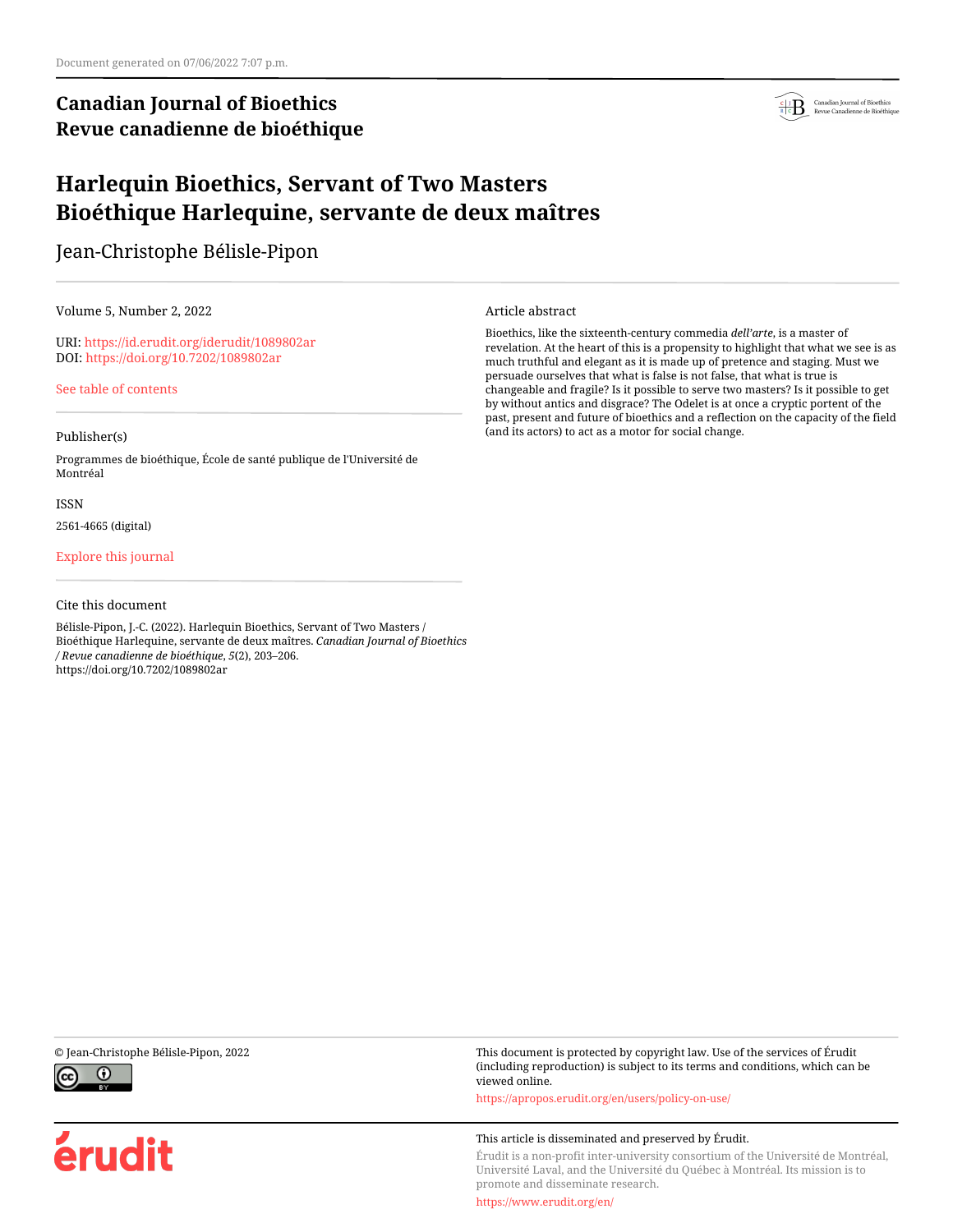Document generated on 07/06/2022 7:07 p.m.

**Canadian Journal of Bioethics**
**Revue canadienne de bioéthique**

# Harlequin Bioethics, Servant of Two Masters
# Bioéthique Harlequine, servante de deux maîtres

Jean-Christophe Bélisle-Pipon

Volume 5, Number 2, 2022

URI: https://id.erudit.org/iderudit/1089802ar
DOI: https://doi.org/10.7202/1089802ar

See table of contents

Publisher(s)

Programmes de bioéthique, École de santé publique de l'Université de Montréal

ISSN

2561-4665 (digital)

Explore this journal

Cite this document

Bélisle-Pipon, J.-C. (2022). Harlequin Bioethics, Servant of Two Masters / Bioéthique Harlequine, servante de deux maîtres. *Canadian Journal of Bioethics / Revue canadienne de bioéthique*, *5*(2), 203–206. https://doi.org/10.7202/1089802ar

Article abstract

Bioethics, like the sixteenth-century commedia *dell'arte*, is a master of revelation. At the heart of this is a propensity to highlight that what we see is as much truthful and elegant as it is made up of pretence and staging. Must we persuade ourselves that what is false is not false, that what is true is changeable and fragile? Is it possible to serve two masters? Is it possible to get by without antics and disgrace? The Odelet is at once a cryptic portent of the past, present and future of bioethics and a reflection on the capacity of the field (and its actors) to act as a motor for social change.

© Jean-Christophe Bélisle-Pipon, 2022

This document is protected by copyright law. Use of the services of Érudit (including reproduction) is subject to its terms and conditions, which can be viewed online.

https://apropos.erudit.org/en/users/policy-on-use/

This article is disseminated and preserved by Érudit.

Érudit is a non-profit inter-university consortium of the Université de Montréal, Université Laval, and the Université du Québec à Montréal. Its mission is to promote and disseminate research.

https://www.erudit.org/en/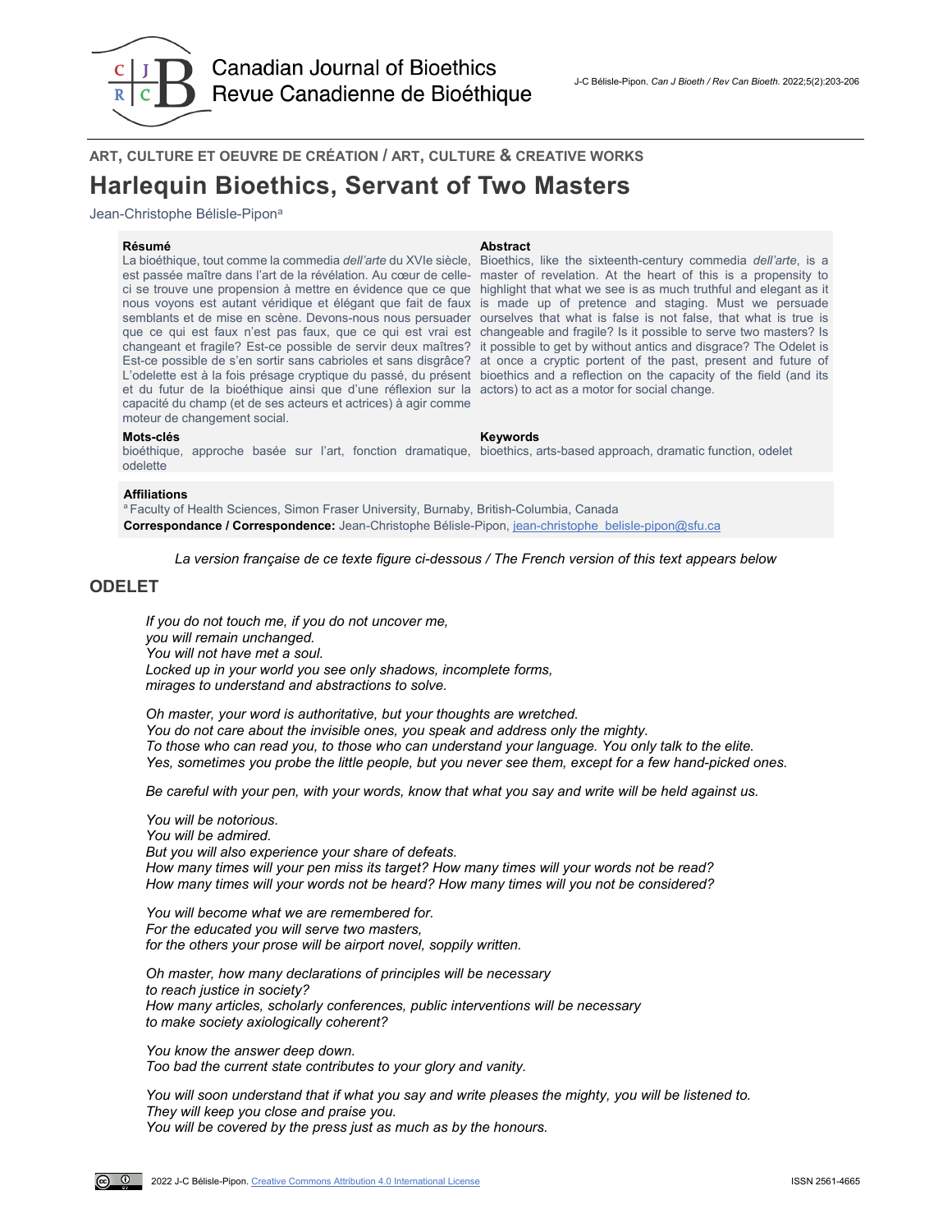ART, CULTURE ET OEUVRE DE CRÉATION / ART, CULTURE & CREATIVE WORKS

# Harlequin Bioethics, Servant of Two Masters

Jean-Christophe Bélisle-Pipon[a]

**Résumé**

La bioéthique, tout comme la commedia *dell'arte* du XVIe siècle, est passée maître dans l'art de la révélation. Au cœur de celle-ci se trouve une propension à mettre en évidence que ce que nous voyons est autant véridique et élégant que fait de faux semblants et de mise en scène. Devons-nous nous persuader que ce qui est faux n'est pas faux, que ce qui est vrai est changeant et fragile? Est-ce possible de servir deux maîtres? Est-ce possible de s'en sortir sans cabrioles et sans disgrâce? L'odelette est à la fois présage cryptique du passé, du présent et du futur de la bioéthique ainsi que d'une réflexion sur la capacité du champ (et de ses acteurs et actrices) à agir comme moteur de changement social.

**Abstract**

Bioethics, like the sixteenth-century commedia *dell'arte*, is a master of revelation. At the heart of this is a propensity to highlight that what we see is as much truthful and elegant as it is made up of pretence and staging. Must we persuade ourselves that what is false is not false, that what is true is changeable and fragile? Is it possible to serve two masters? Is it possible to get by without antics and disgrace? The Odelet is at once a cryptic portent of the past, present and future of bioethics and a reflection on the capacity of the field (and its actors) to act as a motor for social change.

**Mots-clés**

bioéthique, approche basée sur l'art, fonction dramatique, odelette

**Keywords**

bioethics, arts-based approach, dramatic function, odelet

**Affiliations**

[a] Faculty of Health Sciences, Simon Fraser University, Burnaby, British-Columbia, Canada

**Correspondance / Correspondence:** Jean-Christophe Bélisle-Pipon, jean-christophe_belisle-pipon@sfu.ca

*La version française de ce texte figure ci-dessous / The French version of this text appears below*

## ODELET

*If you do not touch me, if you do not uncover me,*
*you will remain unchanged.*
*You will not have met a soul.*
*Locked up in your world you see only shadows, incomplete forms,*
*mirages to understand and abstractions to solve.*

*Oh master, your word is authoritative, but your thoughts are wretched.*
*You do not care about the invisible ones, you speak and address only the mighty.*
*To those who can read you, to those who can understand your language. You only talk to the elite.*
*Yes, sometimes you probe the little people, but you never see them, except for a few hand-picked ones.*

*Be careful with your pen, with your words, know that what you say and write will be held against us.*

*You will be notorious.*
*You will be admired.*
*But you will also experience your share of defeats.*
*How many times will your pen miss its target? How many times will your words not be read?*
*How many times will your words not be heard? How many times will you not be considered?*

*You will become what we are remembered for.*
*For the educated you will serve two masters,*
*for the others your prose will be airport novel, soppily written.*

*Oh master, how many declarations of principles will be necessary*
*to reach justice in society?*
*How many articles, scholarly conferences, public interventions will be necessary*
*to make society axiologically coherent?*

*You know the answer deep down.*
*Too bad the current state contributes to your glory and vanity.*

*You will soon understand that if what you say and write pleases the mighty, you will be listened to.*
*They will keep you close and praise you.*
*You will be covered by the press just as much as by the honours.*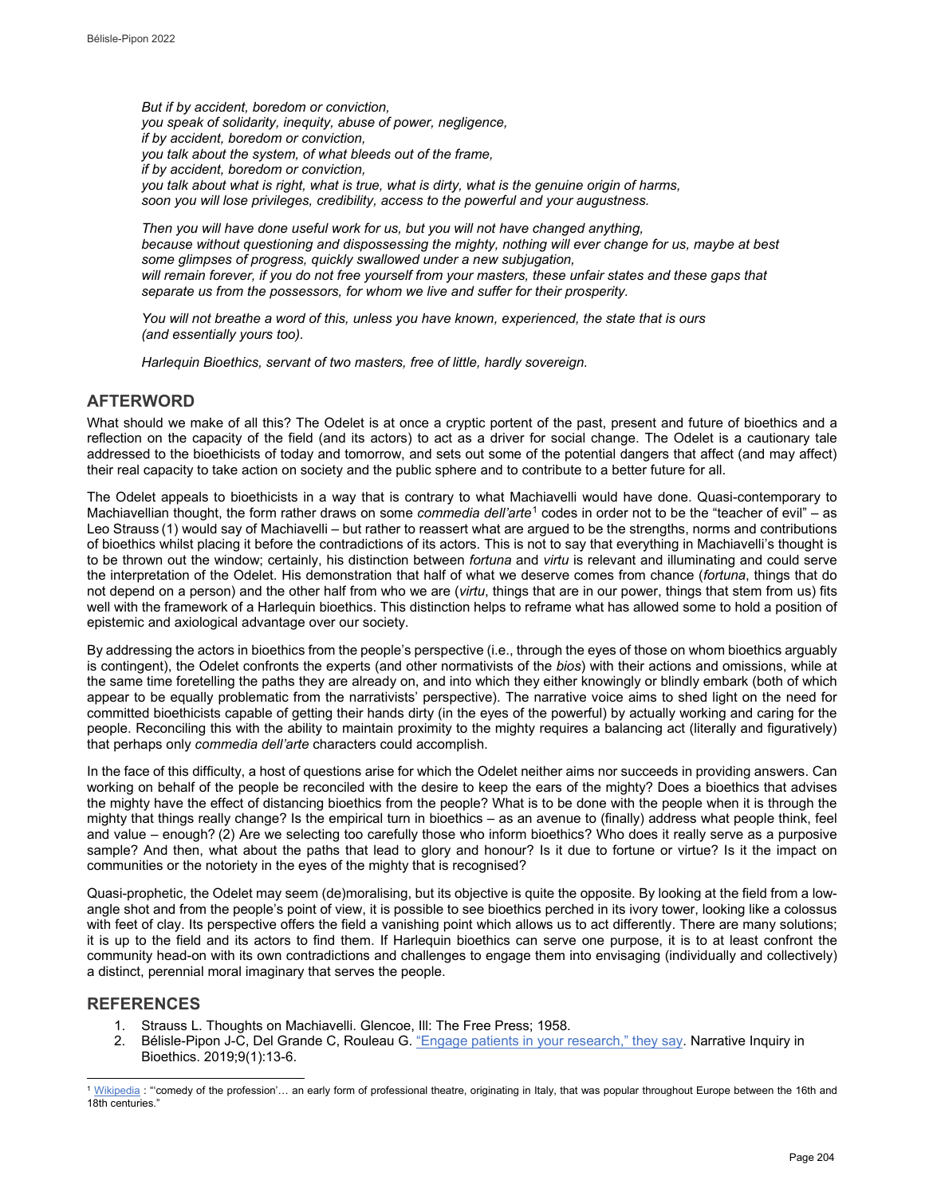*But if by accident, boredom or conviction,*
*you speak of solidarity, inequity, abuse of power, negligence,*
*if by accident, boredom or conviction,*
*you talk about the system, of what bleeds out of the frame,*
*if by accident, boredom or conviction,*
*you talk about what is right, what is true, what is dirty, what is the genuine origin of harms,*
*soon you will lose privileges, credibility, access to the powerful and your augustness.*

*Then you will have done useful work for us, but you will not have changed anything,*
*because without questioning and dispossessing the mighty, nothing will ever change for us, maybe at best some glimpses of progress, quickly swallowed under a new subjugation,*
*will remain forever, if you do not free yourself from your masters, these unfair states and these gaps that separate us from the possessors, for whom we live and suffer for their prosperity.*

*You will not breathe a word of this, unless you have known, experienced, the state that is ours (and essentially yours too).*

*Harlequin Bioethics, servant of two masters, free of little, hardly sovereign.*

## AFTERWORD

What should we make of all this? The Odelet is at once a cryptic portent of the past, present and future of bioethics and a reflection on the capacity of the field (and its actors) to act as a driver for social change. The Odelet is a cautionary tale addressed to the bioethicists of today and tomorrow, and sets out some of the potential dangers that affect (and may affect) their real capacity to take action on society and the public sphere and to contribute to a better future for all.

The Odelet appeals to bioethicists in a way that is contrary to what Machiavelli would have done. Quasi-contemporary to Machiavellian thought, the form rather draws on some *commedia dell'arte*[1] codes in order not to be the "teacher of evil" – as Leo Strauss (1) would say of Machiavelli – but rather to reassert what are argued to be the strengths, norms and contributions of bioethics whilst placing it before the contradictions of its actors. This is not to say that everything in Machiavelli's thought is to be thrown out the window; certainly, his distinction between *fortuna* and *virtu* is relevant and illuminating and could serve the interpretation of the Odelet. His demonstration that half of what we deserve comes from chance (*fortuna*, things that do not depend on a person) and the other half from who we are (*virtu*, things that are in our power, things that stem from us) fits well with the framework of a Harlequin bioethics. This distinction helps to reframe what has allowed some to hold a position of epistemic and axiological advantage over our society.

By addressing the actors in bioethics from the people's perspective (i.e., through the eyes of those on whom bioethics arguably is contingent), the Odelet confronts the experts (and other normativists of the *bios*) with their actions and omissions, while at the same time foretelling the paths they are already on, and into which they either knowingly or blindly embark (both of which appear to be equally problematic from the narrativists' perspective). The narrative voice aims to shed light on the need for committed bioethicists capable of getting their hands dirty (in the eyes of the powerful) by actually working and caring for the people. Reconciling this with the ability to maintain proximity to the mighty requires a balancing act (literally and figuratively) that perhaps only *commedia dell'arte* characters could accomplish.

In the face of this difficulty, a host of questions arise for which the Odelet neither aims nor succeeds in providing answers. Can working on behalf of the people be reconciled with the desire to keep the ears of the mighty? Does a bioethics that advises the mighty have the effect of distancing bioethics from the people? What is to be done with the people when it is through the mighty that things really change? Is the empirical turn in bioethics – as an avenue to (finally) address what people think, feel and value – enough? (2) Are we selecting too carefully those who inform bioethics? Who does it really serve as a purposive sample? And then, what about the paths that lead to glory and honour? Is it due to fortune or virtue? Is it the impact on communities or the notoriety in the eyes of the mighty that is recognised?

Quasi-prophetic, the Odelet may seem (de)moralising, but its objective is quite the opposite. By looking at the field from a low-angle shot and from the people's point of view, it is possible to see bioethics perched in its ivory tower, looking like a colossus with feet of clay. Its perspective offers the field a vanishing point which allows us to act differently. There are many solutions; it is up to the field and its actors to find them. If Harlequin bioethics can serve one purpose, it is to at least confront the community head-on with its own contradictions and challenges to engage them into envisaging (individually and collectively) a distinct, perennial moral imaginary that serves the people.

## REFERENCES

1. Strauss L. Thoughts on Machiavelli. Glencoe, Ill: The Free Press; 1958.
2. Bélisle-Pipon J-C, Del Grande C, Rouleau G. "Engage patients in your research," they say. Narrative Inquiry in Bioethics. 2019;9(1):13-6.

---

[1] Wikipedia : "'comedy of the profession'… an early form of professional theatre, originating in Italy, that was popular throughout Europe between the 16th and 18th centuries."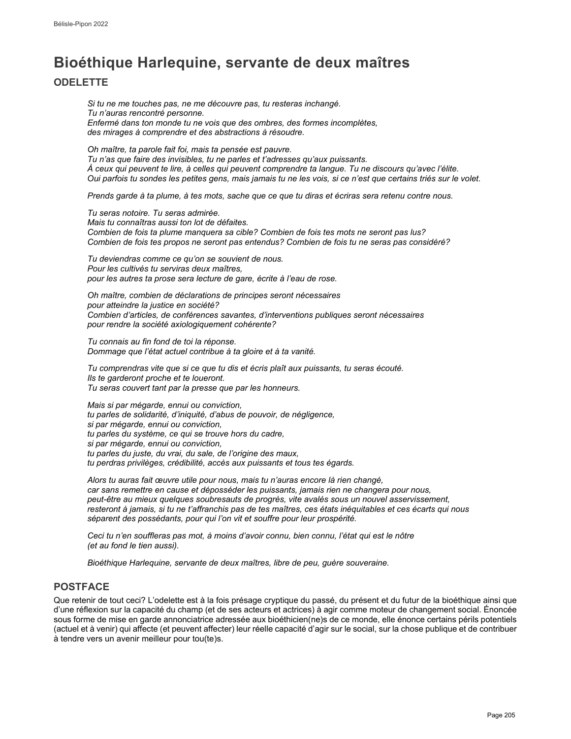# Bioéthique Harlequine, servante de deux maîtres

## ODELETTE

*Si tu ne me touches pas, ne me découvre pas, tu resteras inchangé.*
*Tu n'auras rencontré personne.*
*Enfermé dans ton monde tu ne vois que des ombres, des formes incomplètes,*
*des mirages à comprendre et des abstractions à résoudre.*

*Oh maître, ta parole fait foi, mais ta pensée est pauvre.*
*Tu n'as que faire des invisibles, tu ne parles et t'adresses qu'aux puissants.*
*À ceux qui peuvent te lire, à celles qui peuvent comprendre ta langue. Tu ne discours qu'avec l'élite.*
*Oui parfois tu sondes les petites gens, mais jamais tu ne les vois, si ce n'est que certains triés sur le volet.*

*Prends garde à ta plume, à tes mots, sache que ce que tu diras et écriras sera retenu contre nous.*

*Tu seras notoire. Tu seras admirée.*
*Mais tu connaîtras aussi ton lot de défaites.*
*Combien de fois ta plume manquera sa cible? Combien de fois tes mots ne seront pas lus?*
*Combien de fois tes propos ne seront pas entendus? Combien de fois tu ne seras pas considéré?*

*Tu deviendras comme ce qu'on se souvient de nous.*
*Pour les cultivés tu serviras deux maîtres,*
*pour les autres ta prose sera lecture de gare, écrite à l'eau de rose.*

*Oh maître, combien de déclarations de principes seront nécessaires*
*pour atteindre la justice en société?*
*Combien d'articles, de conférences savantes, d'interventions publiques seront nécessaires*
*pour rendre la société axiologiquement cohérente?*

*Tu connais au fin fond de toi la réponse.*
*Dommage que l'état actuel contribue à ta gloire et à ta vanité.*

*Tu comprendras vite que si ce que tu dis et écris plaît aux puissants, tu seras écouté.*
*Ils te garderont proche et te loueront.*
*Tu seras couvert tant par la presse que par les honneurs.*

*Mais si par mégarde, ennui ou conviction,*
*tu parles de solidarité, d'iniquité, d'abus de pouvoir, de négligence,*
*si par mégarde, ennui ou conviction,*
*tu parles du système, ce qui se trouve hors du cadre,*
*si par mégarde, ennui ou conviction,*
*tu parles du juste, du vrai, du sale, de l'origine des maux,*
*tu perdras privilèges, crédibilité, accès aux puissants et tous tes égards.*

*Alors tu auras fait œuvre utile pour nous, mais tu n'auras encore là rien changé,*
*car sans remettre en cause et déposséder les puissants, jamais rien ne changera pour nous,*
*peut-être au mieux quelques soubresauts de progrès, vite avalés sous un nouvel asservissement,*
*resteront à jamais, si tu ne t'affranchis pas de tes maîtres, ces états inéquitables et ces écarts qui nous*
*séparent des possédants, pour qui l'on vit et souffre pour leur prospérité.*

*Ceci tu n'en souffleras pas mot, à moins d'avoir connu, bien connu, l'état qui est le nôtre*
*(et au fond le tien aussi).*

*Bioéthique Harlequine, servante de deux maîtres, libre de peu, guère souveraine.*

## POSTFACE

Que retenir de tout ceci? L'odelette est à la fois présage cryptique du passé, du présent et du futur de la bioéthique ainsi que d'une réflexion sur la capacité du champ (et de ses acteurs et actrices) à agir comme moteur de changement social. Énoncée sous forme de mise en garde annonciatrice adressée aux bioéthicien(ne)s de ce monde, elle énonce certains périls potentiels (actuel et à venir) qui affecte (et peuvent affecter) leur réelle capacité d'agir sur le social, sur la chose publique et de contribuer à tendre vers un avenir meilleur pour tou(te)s.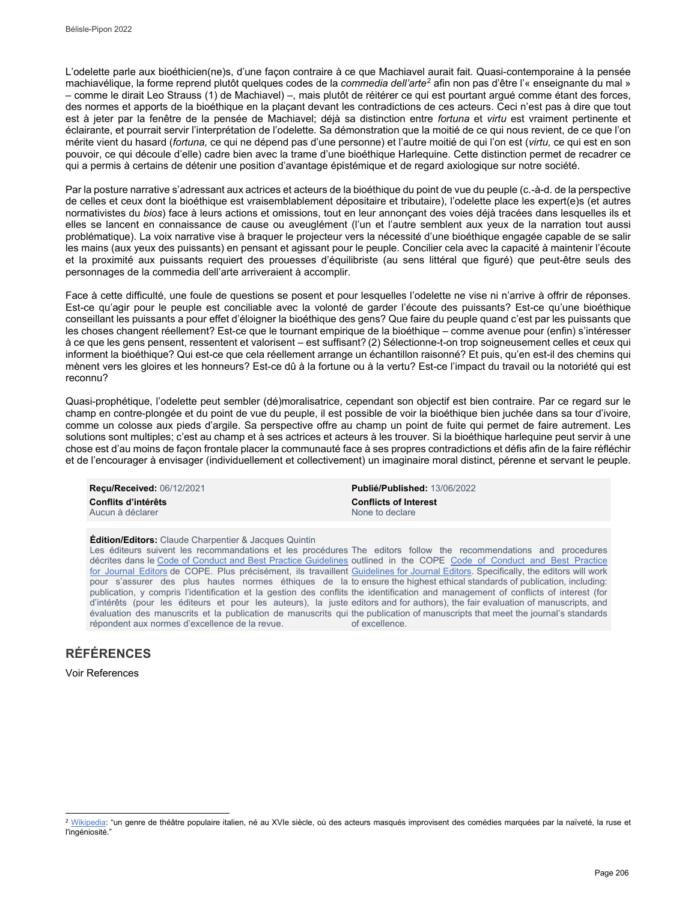L'odelette parle aux bioéthicien(ne)s, d'une façon contraire à ce que Machiavel aurait fait. Quasi-contemporaine à la pensée machiavélique, la forme reprend plutôt quelques codes de la *commedia dell'arte*[2] afin non pas d'être l'« enseignante du mal » – comme le dirait Leo Strauss (1) de Machiavel) –, mais plutôt de réitérer ce qui est pourtant argué comme étant des forces, des normes et apports de la bioéthique en la plaçant devant les contradictions de ces acteurs. Ceci n'est pas à dire que tout est à jeter par la fenêtre de la pensée de Machiavel; déjà sa distinction entre *fortuna* et *virtu* est vraiment pertinente et éclairante, et pourrait servir l'interprétation de l'odelette. Sa démonstration que la moitié de ce qui nous revient, de ce que l'on mérite vient du hasard (*fortuna,* ce qui ne dépend pas d'une personne) et l'autre moitié de qui l'on est (*virtu,* ce qui est en son pouvoir, ce qui découle d'elle) cadre bien avec la trame d'une bioéthique Harlequine. Cette distinction permet de recadrer ce qui a permis à certains de détenir une position d'avantage épistémique et de regard axiologique sur notre société.

Par la posture narrative s'adressant aux actrices et acteurs de la bioéthique du point de vue du peuple (c.-à-d. de la perspective de celles et ceux dont la bioéthique est vraisemblablement dépositaire et tributaire), l'odelette place les expert(e)s (et autres normativistes du *bios*) face à leurs actions et omissions, tout en leur annonçant des voies déjà tracées dans lesquelles ils et elles se lancent en connaissance de cause ou aveuglément (l'un et l'autre semblent aux yeux de la narration tout aussi problématique). La voix narrative vise à braquer le projecteur vers la nécessité d'une bioéthique engagée capable de se salir les mains (aux yeux des puissants) en pensant et agissant pour le peuple. Concilier cela avec la capacité à maintenir l'écoute et la proximité aux puissants requiert des prouesses d'équilibriste (au sens littéral que figuré) que peut-être seuls des personnages de la commedia dell'arte arriveraient à accomplir.

Face à cette difficulté, une foule de questions se posent et pour lesquelles l'odelette ne vise ni n'arrive à offrir de réponses. Est-ce qu'agir pour le peuple est conciliable avec la volonté de garder l'écoute des puissants? Est-ce qu'une bioéthique conseillant les puissants a pour effet d'éloigner la bioéthique des gens? Que faire du peuple quand c'est par les puissants que les choses changent réellement? Est-ce que le tournant empirique de la bioéthique – comme avenue pour (enfin) s'intéresser à ce que les gens pensent, ressentent et valorisent – est suffisant? (2) Sélectionne-t-on trop soigneusement celles et ceux qui informent la bioéthique? Qui est-ce que cela réellement arrange un échantillon raisonné? Et puis, qu'en est-il des chemins qui mènent vers les gloires et les honneurs? Est-ce dû à la fortune ou à la vertu? Est-ce l'impact du travail ou la notoriété qui est reconnu?

Quasi-prophétique, l'odelette peut sembler (dé)moralisatrice, cependant son objectif est bien contraire. Par ce regard sur le champ en contre-plongée et du point de vue du peuple, il est possible de voir la bioéthique bien juchée dans sa tour d'ivoire, comme un colosse aux pieds d'argile. Sa perspective offre au champ un point de fuite qui permet de faire autrement. Les solutions sont multiples; c'est au champ et à ses actrices et acteurs à les trouver. Si la bioéthique harlequine peut servir à une chose est d'au moins de façon frontale placer la communauté face à ses propres contradictions et défis afin de la faire réfléchir et de l'encourager à envisager (individuellement et collectivement) un imaginaire moral distinct, pérenne et servant le peuple.

| | |
|---|---|
| **Reçu/Received:** 06/12/2021 | **Publié/Published:** 13/06/2022 |
| **Conflits d'intérêts** Aucun à déclarer | **Conflicts of Interest** None to declare |

**Édition/Editors:** Claude Charpentier & Jacques Quintin

Les éditeurs suivent les recommandations et les procédures décrites dans le Code of Conduct and Best Practice Guidelines for Journal Editors de COPE. Plus précisément, ils travaillent pour s'assurer des plus hautes normes éthiques de la publication, y compris l'identification et la gestion des conflits d'intérêts (pour les éditeurs et pour les auteurs), la juste évaluation des manuscrits et la publication de manuscrits qui répondent aux normes d'excellence de la revue.

The editors follow the recommendations and procedures outlined in the COPE Code of Conduct and Best Practice Guidelines for Journal Editors. Specifically, the editors will work to ensure the highest ethical standards of publication, including: the identification and management of conflicts of interest (for editors and for authors), the fair evaluation of manuscripts, and the publication of manuscripts that meet the journal's standards of excellence.

## RÉFÉRENCES

Voir References

[2] Wikipedia: "un genre de théâtre populaire italien, né au XVIe siècle, où des acteurs masqués improvisent des comédies marquées par la naïveté, la ruse et l'ingéniosité."